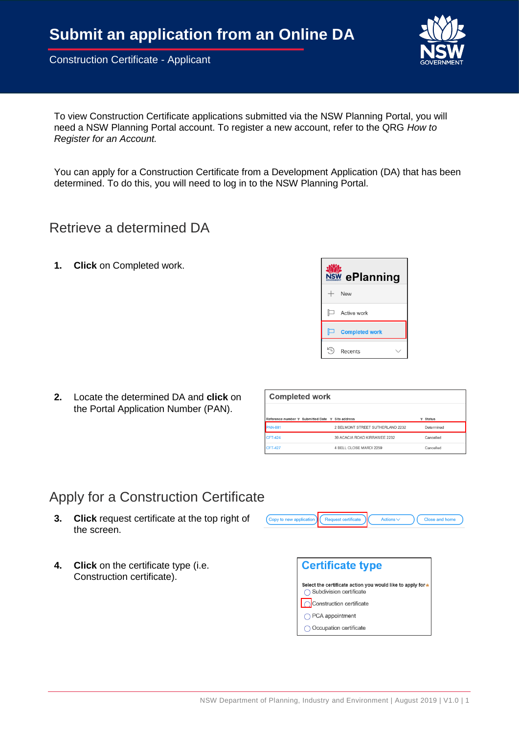# Submit an application from an Online DA

Construction Certificate - Applicant

To view Construction Certificate applications submitted via the NSW Planning Portal, you will need a NSW Planning Portal account. To register a new account, refer to the QRG *How to Register for an Account.*

You can apply for a Construction Certificate from a Development Application (DA) that has been determined. To do this, you will need to log in to the NSW Planning Portal.

## Retrieve a determined DA

1. **Click** on Completed work.

2. Locate the determined DA and **click** on the Portal Application Number (PAN).

## Apply for a Construction Certificate

3. **Click** request certificate at the top right of the screen.

4. **Click** on the certificate type (i.e. Construction certificate).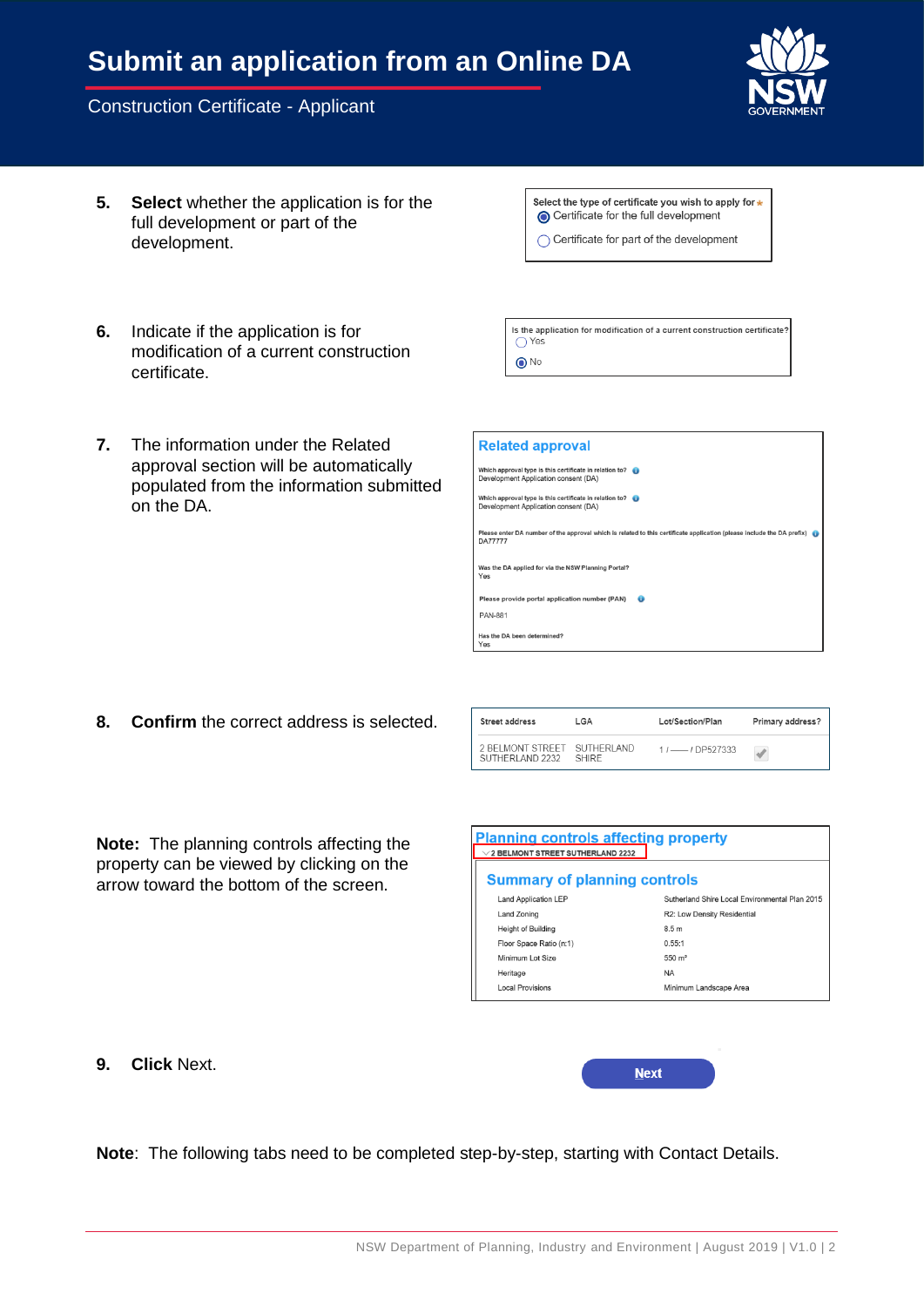# Submit an application from an Online DA

Construction Certificate - Applicant

5. **Select** whether the application is for the full development or part of the development.

Select the type of certificate you wish to apply for *
- ◉ Certificate for the full development
- ○ Certificate for part of the development

6. Indicate if the application is for modification of a current construction certificate.

Is the application for modification of a current construction certificate?
- ○ Yes
- ◉ No

7. The information under the Related approval section will be automatically populated from the information submitted on the DA.

**Related approval**

Which approval type is this certificate in relation to?
Development Application consent (DA)

Which approval type is this certificate in relation to?
Development Application consent (DA)

Please enter DA number of the approval which is related to this certificate application (please include the DA prefix)
DA77777

Was the DA applied for via the NSW Planning Portal?
Yes

Please provide portal application number (PAN)
PAN-881

Has the DA been determined?
Yes

8. **Confirm** the correct address is selected.

| Street address | LGA | Lot/Section/Plan | Primary address? |
|---|---|---|---|
| 2 BELMONT STREET SUTHERLAND 2232 | SUTHERLAND SHIRE | 1 / —— / DP527333 | ✔ |

**Note:** The planning controls affecting the property can be viewed by clicking on the arrow toward the bottom of the screen.

**Planning controls affecting property**

2 BELMONT STREET SUTHERLAND 2232

**Summary of planning controls**

| | |
|---|---|
| Land Application LEP | Sutherland Shire Local Environmental Plan 2015 |
| Land Zoning | R2: Low Density Residential |
| Height of Building | 8.5 m |
| Floor Space Ratio (n:1) | 0.55:1 |
| Minimum Lot Size | 550 m² |
| Heritage | NA |
| Local Provisions | Minimum Landscape Area |

9. **Click** Next.

**Note**: The following tabs need to be completed step-by-step, starting with Contact Details.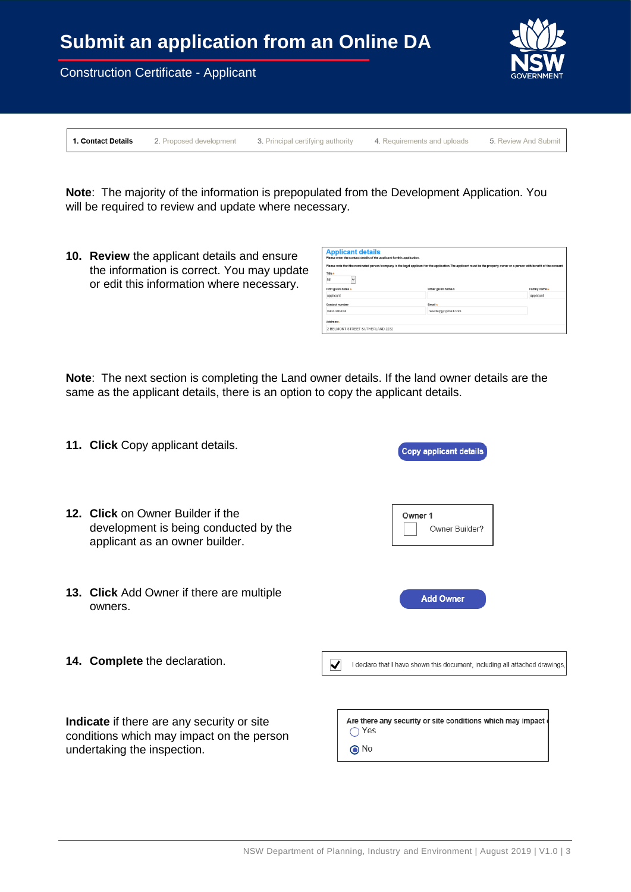# Submit an application from an Online DA

Construction Certificate - Applicant

1. Contact Details | 2. Proposed development | 3. Principal certifying authority | 4. Requirements and uploads | 5. Review And Submit

**Note**: The majority of the information is prepopulated from the Development Application. You will be required to review and update where necessary.

10. **Review** the applicant details and ensure the information is correct. You may update or edit this information where necessary.

**Note**: The next section is completing the Land owner details. If the land owner details are the same as the applicant details, there is an option to copy the applicant details.

11. **Click** Copy applicant details.

12. **Click** on Owner Builder if the development is being conducted by the applicant as an owner builder.

13. **Click** Add Owner if there are multiple owners.

14. **Complete** the declaration.

**Indicate** if there are any security or site conditions which may impact on the person undertaking the inspection.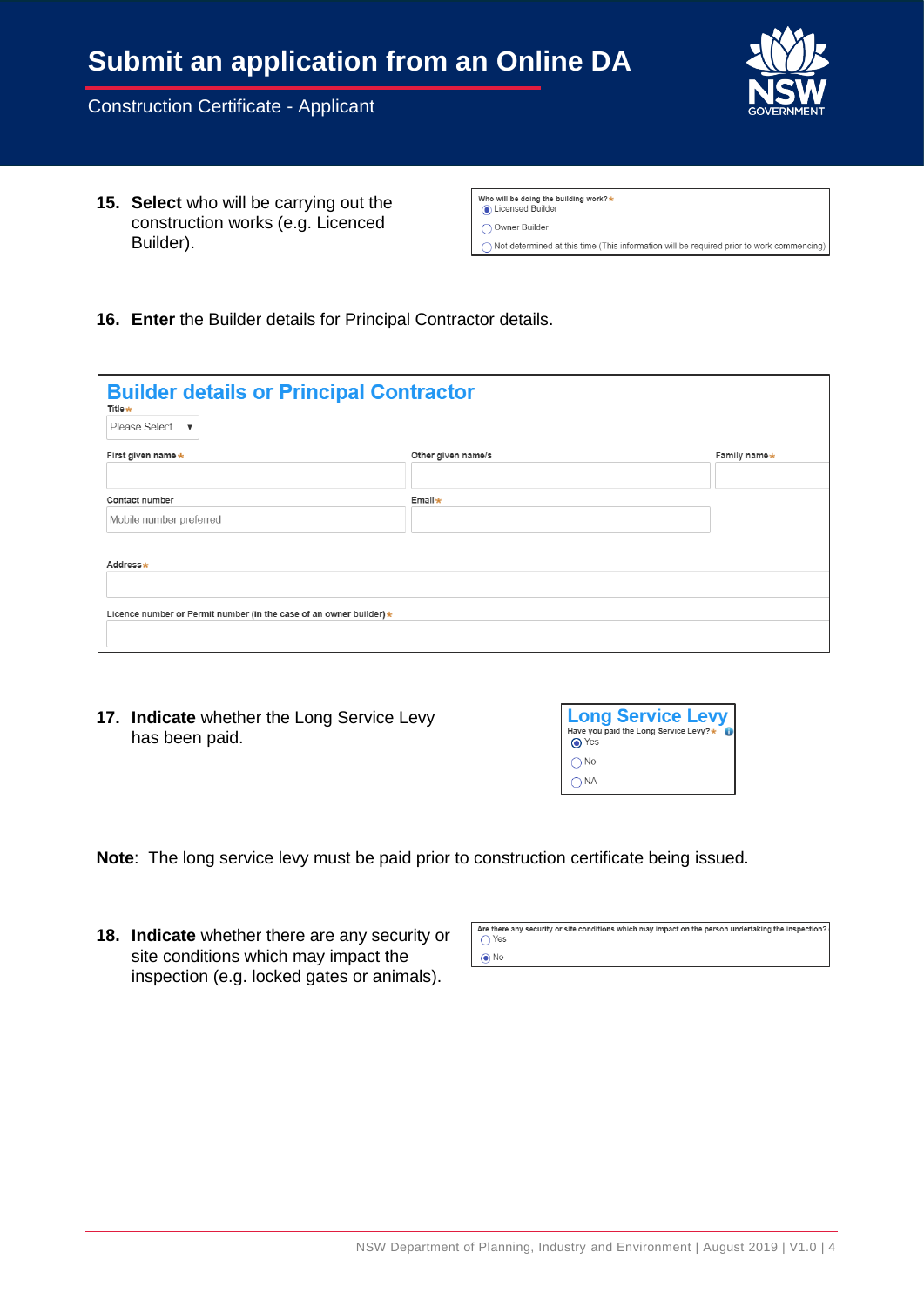# Submit an application from an Online DA

Construction Certificate - Applicant

15. **Select** who will be carrying out the construction works (e.g. Licenced Builder).

Who will be doing the building work? *
- (•) Licensed Builder
- ( ) Owner Builder
- ( ) Not determined at this time (This information will be required prior to work commencing)

16. **Enter** the Builder details for Principal Contractor details.

**Builder details or Principal Contractor**

Title * [Please Select... ▼]

First given name * | Other given name/s | Family name *

Contact number [Mobile number preferred] | Email *

Address *

Licence number or Permit number (in the case of an owner builder) *

17. **Indicate** whether the Long Service Levy has been paid.

**Long Service Levy**

Have you paid the Long Service Levy? *
- (•) Yes
- ( ) No
- ( ) NA

**Note**: The long service levy must be paid prior to construction certificate being issued.

18. **Indicate** whether there are any security or site conditions which may impact the inspection (e.g. locked gates or animals).

Are there any security or site conditions which may impact on the person undertaking the inspection?
- ( ) Yes
- (•) No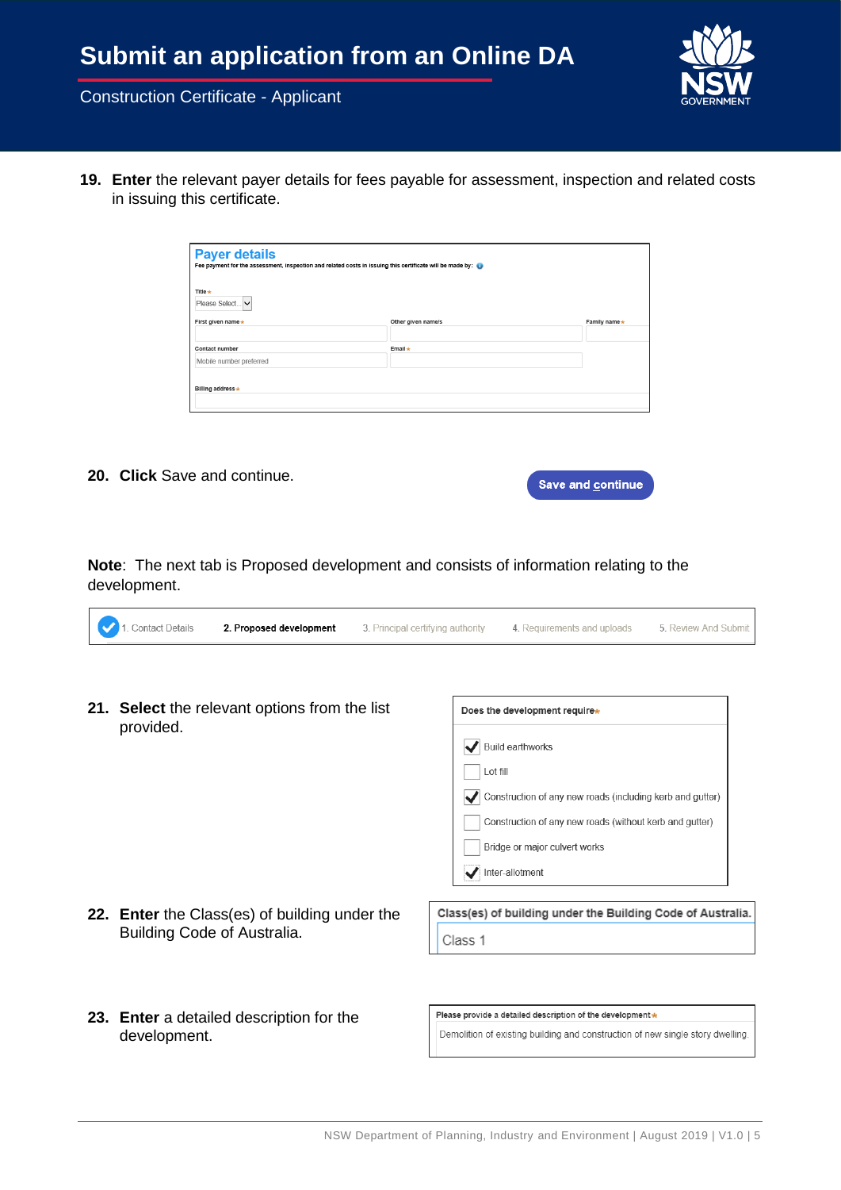# Submit an application from an Online DA

Construction Certificate - Applicant

19. **Enter** the relevant payer details for fees payable for assessment, inspection and related costs in issuing this certificate.

**Payer details**

Fee payment for the assessment, inspection and related costs in issuing this certificate will be made by:

Title *

Please Select...

First given name * | Other given name/s | Family name *

Contact number | Email *

Mobile number preferred

Billing address *

20. **Click** Save and continue.

Save and continue

**Note**: The next tab is Proposed development and consists of information relating to the development.

1. Contact Details | 2. Proposed development | 3. Principal certifying authority | 4. Requirements and uploads | 5. Review And Submit

21. **Select** the relevant options from the list provided.

Does the development require *

- [x] Build earthworks
- [ ] Lot fill
- [x] Construction of any new roads (including kerb and gutter)
- [ ] Construction of any new roads (without kerb and gutter)
- [ ] Bridge or major culvert works
- [x] Inter-allotment

22. **Enter** the Class(es) of building under the Building Code of Australia.

Class(es) of building under the Building Code of Australia.

Class 1

23. **Enter** a detailed description for the development.

Please provide a detailed description of the development *

Demolition of existing building and construction of new single story dwelling.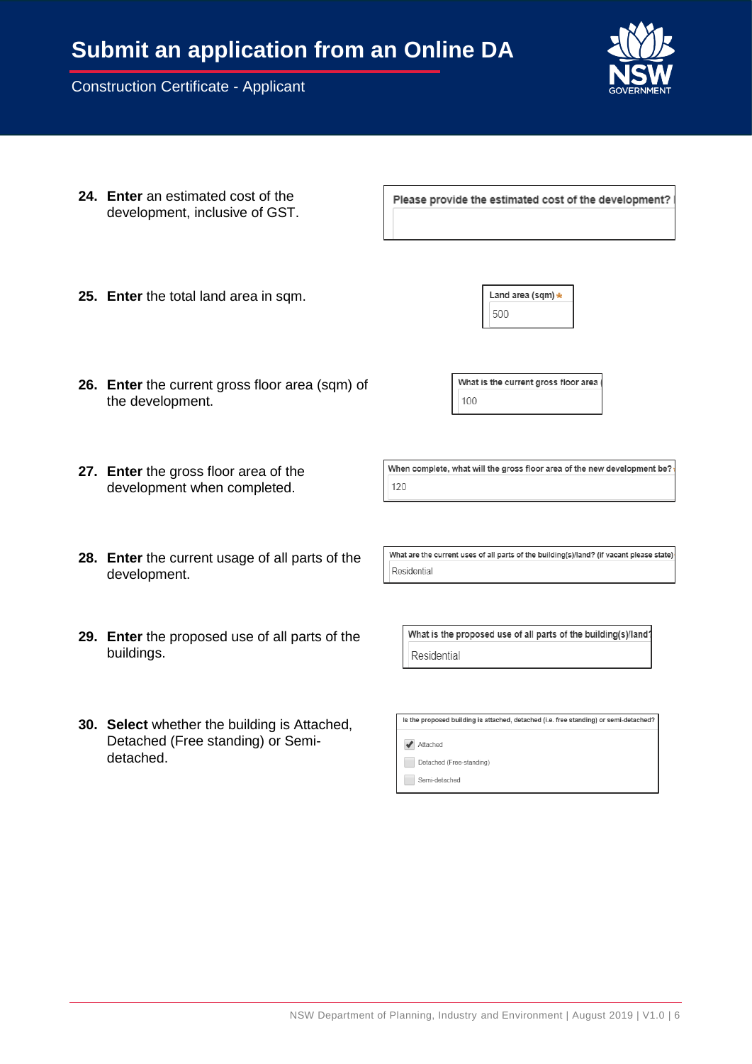24. **Enter** an estimated cost of the development, inclusive of GST.

    Please provide the estimated cost of the development?

25. **Enter** the total land area in sqm.

    Land area (sqm) *
    500

26. **Enter** the current gross floor area (sqm) of the development.

    What is the current gross floor area
    100

27. **Enter** the gross floor area of the development when completed.

    When complete, what will the gross floor area of the new development be?
    120

28. **Enter** the current usage of all parts of the development.

    What are the current uses of all parts of the building(s)/land? (if vacant please state)
    Residential

29. **Enter** the proposed use of all parts of the buildings.

    What is the proposed use of all parts of the building(s)/land?
    Residential

30. **Select** whether the building is Attached, Detached (Free standing) or Semi-detached.

    Is the proposed building is attached, detached (i.e. free standing) or semi-detached?
    - [x] Attached
    - [ ] Detached (Free-standing)
    - [ ] Semi-detached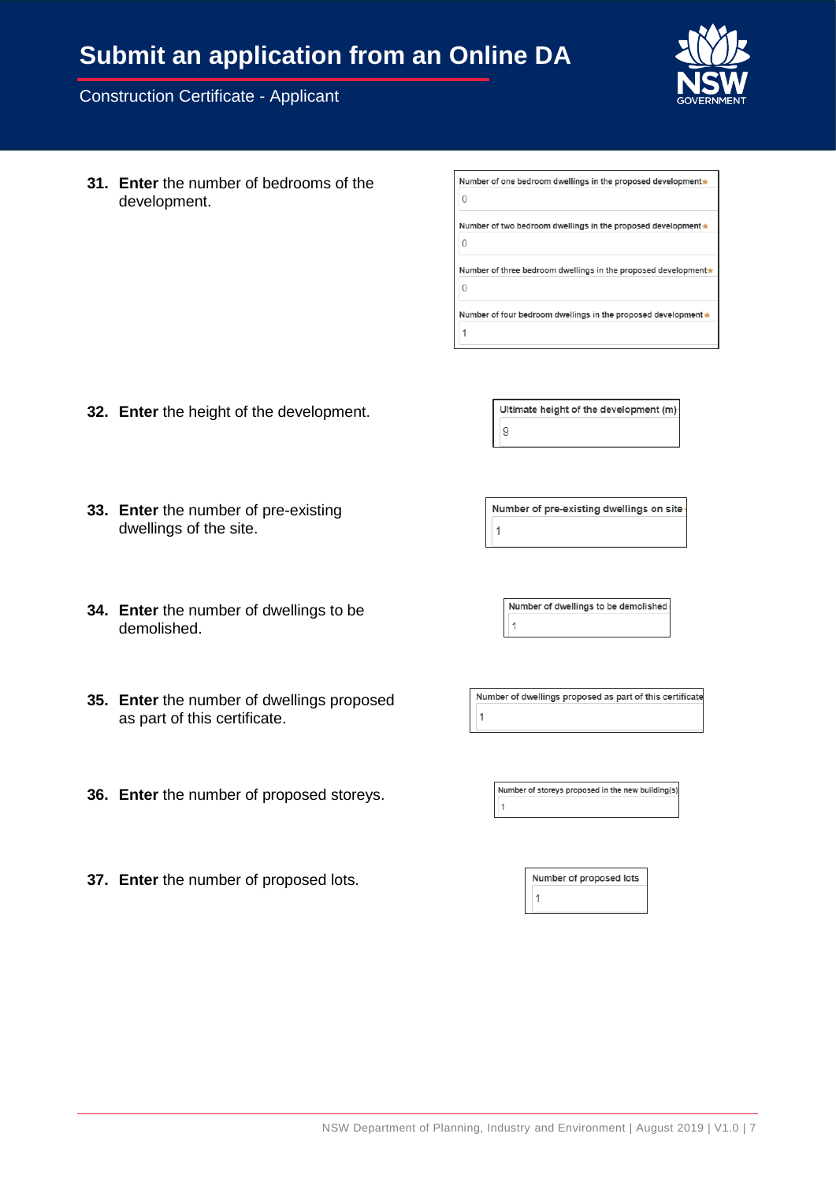31. **Enter** the number of bedrooms of the development.

Number of one bedroom dwellings in the proposed development *
0

Number of two bedroom dwellings in the proposed development *
0

Number of three bedroom dwellings in the proposed development *
0

Number of four bedroom dwellings in the proposed development *
1

32. **Enter** the height of the development.

Ultimate height of the development (m)
9

33. **Enter** the number of pre-existing dwellings of the site.

Number of pre-existing dwellings on site
1

34. **Enter** the number of dwellings to be demolished.

Number of dwellings to be demolished
1

35. **Enter** the number of dwellings proposed as part of this certificate.

Number of dwellings proposed as part of this certificate
1

36. **Enter** the number of proposed storeys.

Number of storeys proposed in the new building(s)
1

37. **Enter** the number of proposed lots.

Number of proposed lots
1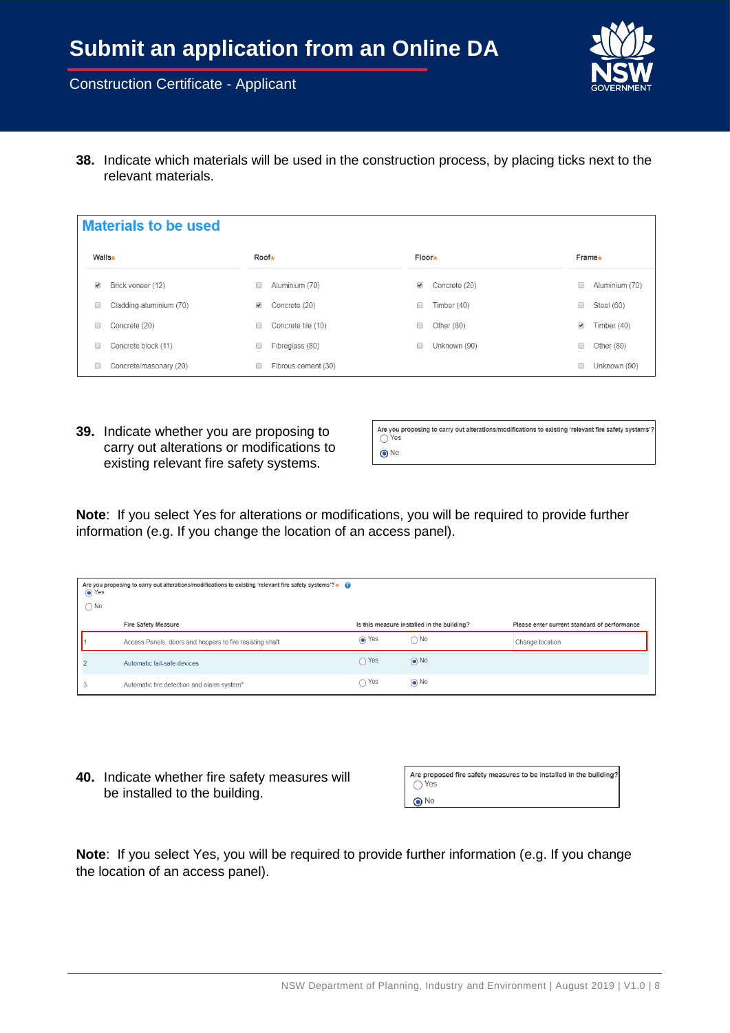**38.** Indicate which materials will be used in the construction process, by placing ticks next to the relevant materials.

**Materials to be used**

| Walls* | Roof* | Floor* | Frame* |
|---|---|---|---|
| ☑ Brick veneer (12) | ☐ Aluminium (70) | ☑ Concrete (20) | ☐ Aluminium (70) |
| ☐ Cladding-aluminium (70) | ☑ Concrete (20) | ☐ Timber (40) | ☐ Steel (60) |
| ☐ Concrete (20) | ☐ Concrete tile (10) | ☐ Other (80) | ☑ Timber (40) |
| ☐ Concrete block (11) | ☐ Fibreglass (80) | ☐ Unknown (90) | ☐ Other (80) |
| ☐ Concrete/masonary (20) | ☐ Fibrous cement (30) | | ☐ Unknown (90) |

**39.** Indicate whether you are proposing to carry out alterations or modifications to existing relevant fire safety systems.

Are you proposing to carry out alterations/modifications to existing 'relevant fire safety systems'?
- ○ Yes
- ◉ No

**Note**: If you select Yes for alterations or modifications, you will be required to provide further information (e.g. If you change the location of an access panel).

Are you proposing to carry out alterations/modifications to existing 'relevant fire safety systems'? *
- ◉ Yes
- ○ No

| | Fire Safety Measure | Is this measure installed in the building? | | Please enter current standard of performance |
|---|---|---|---|---|
| 1 | Access Panels, doors and hoppers to fire resisting shaft | ◉ Yes | ○ No | Change location |
| 2 | Automatic fail-safe devices | ○ Yes | ◉ No | |
| 3 | Automatic fire detection and alarm system* | ○ Yes | ◉ No | |

**40.** Indicate whether fire safety measures will be installed to the building.

Are proposed fire safety measures to be installed in the building?
- ○ Yes
- ◉ No

**Note**: If you select Yes, you will be required to provide further information (e.g. If you change the location of an access panel).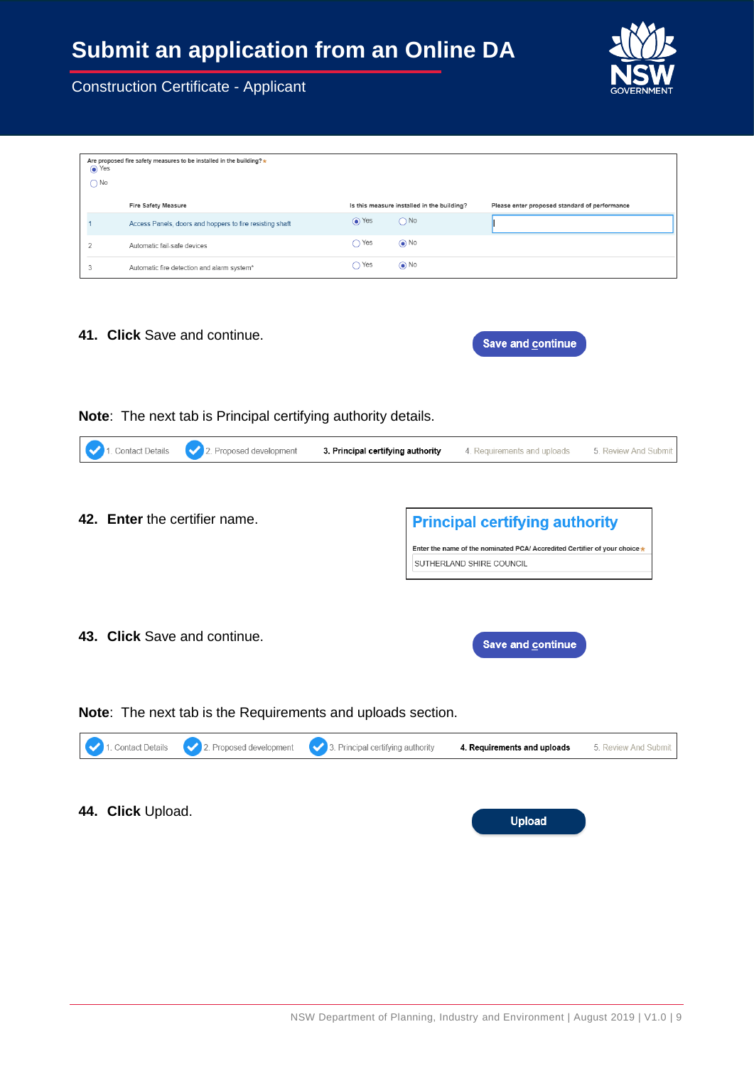Are proposed fire safety measures to be installed in the building? *

- (•) Yes
- ( ) No

| | Fire Safety Measure | Is this measure installed in the building? | | Please enter proposed standard of performance |
|---|---|---|---|---|
| 1 | Access Panels, doors and hoppers to fire resisting shaft | (•) Yes | ( ) No | |
| 2 | Automatic fail-safe devices | ( ) Yes | (•) No | |
| 3 | Automatic fire detection and alarm system* | ( ) Yes | (•) No | |

**41. Click** Save and continue.

Save and continue

**Note**: The next tab is Principal certifying authority details.

1. Contact Details | 2. Proposed development | **3. Principal certifying authority** | 4. Requirements and uploads | 5. Review And Submit

**42. Enter** the certifier name.

## Principal certifying authority

Enter the name of the nominated PCA/ Accredited Certifier of your choice *

SUTHERLAND SHIRE COUNCIL

**43. Click** Save and continue.

Save and continue

**Note**: The next tab is the Requirements and uploads section.

1. Contact Details | 2. Proposed development | 3. Principal certifying authority | **4. Requirements and uploads** | 5. Review And Submit

**44. Click** Upload.

Upload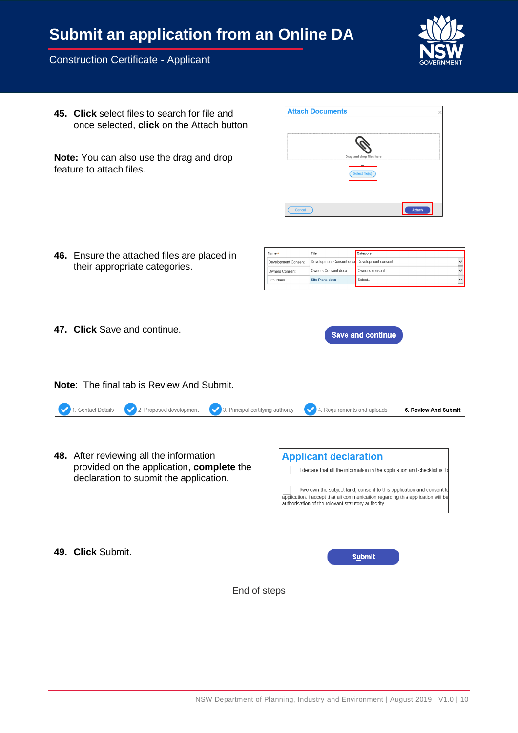45. **Click** select files to search for file and once selected, **click** on the Attach button.

**Note:** You can also use the drag and drop feature to attach files.

46. Ensure the attached files are placed in their appropriate categories.

47. **Click** Save and continue.

**Note**: The final tab is Review And Submit.

48. After reviewing all the information provided on the application, **complete** the declaration to submit the application.

49. **Click** Submit.

End of steps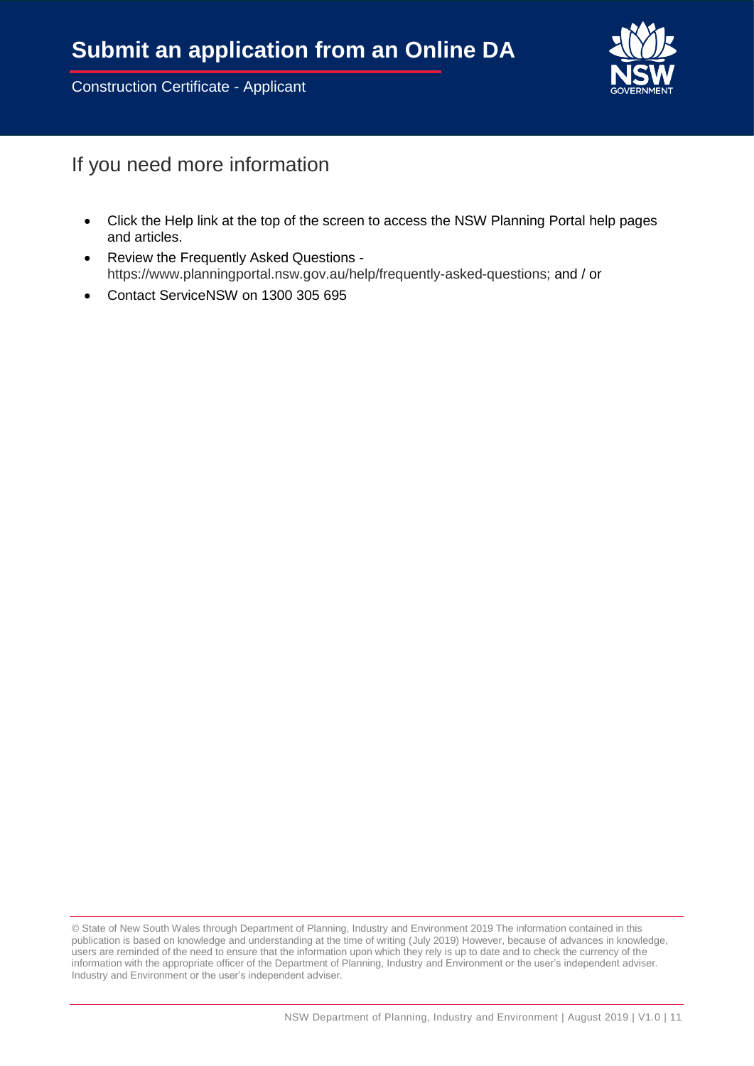## If you need more information

- Click the Help link at the top of the screen to access the NSW Planning Portal help pages and articles.
- Review the Frequently Asked Questions - https://www.planningportal.nsw.gov.au/help/frequently-asked-questions; and / or
- Contact ServiceNSW on 1300 305 695

© State of New South Wales through Department of Planning, Industry and Environment 2019 The information contained in this publication is based on knowledge and understanding at the time of writing (July 2019) However, because of advances in knowledge, users are reminded of the need to ensure that the information upon which they rely is up to date and to check the currency of the information with the appropriate officer of the Department of Planning, Industry and Environment or the user's independent adviser. Industry and Environment or the user's independent adviser.